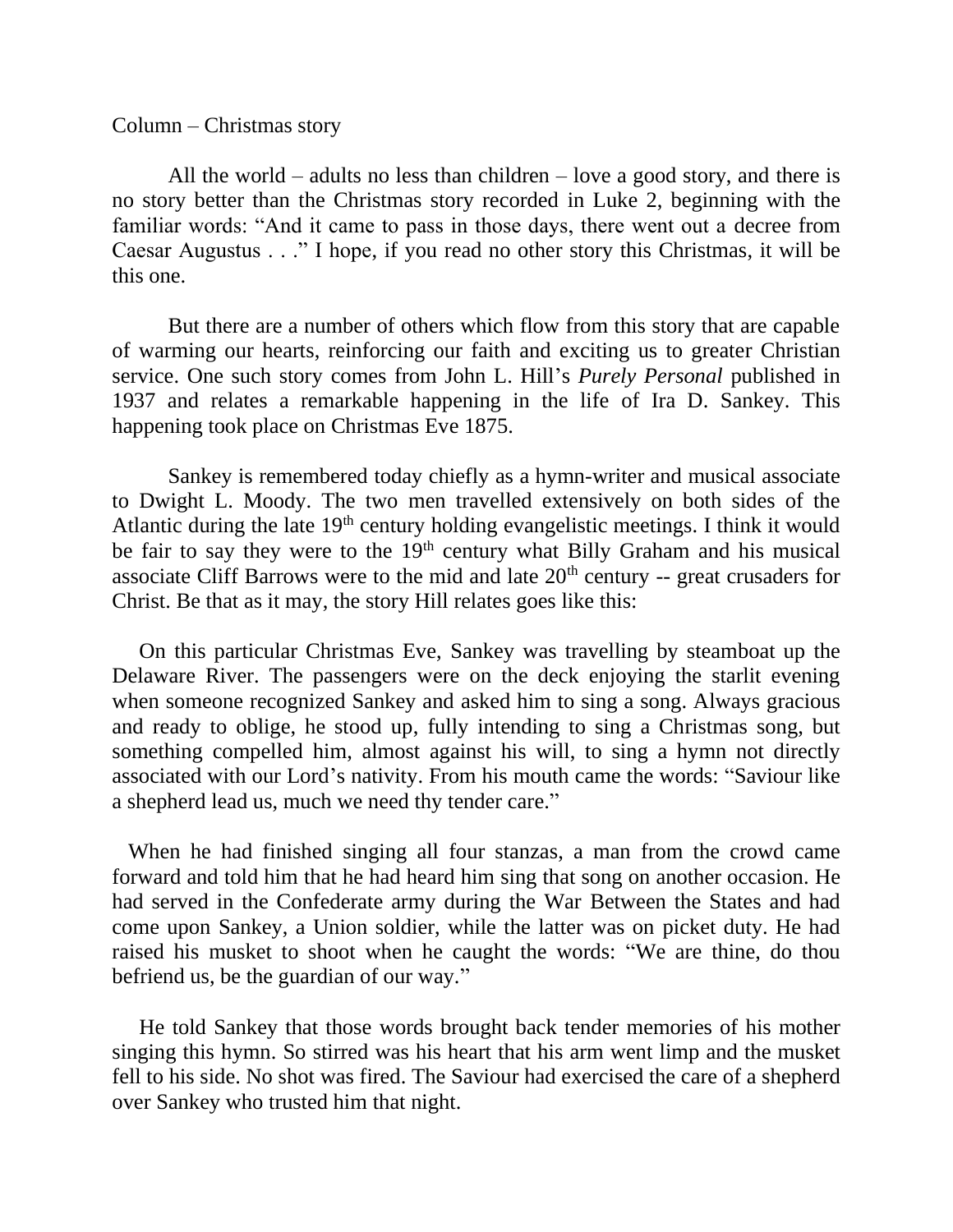Column – Christmas story

All the world – adults no less than children – love a good story, and there is no story better than the Christmas story recorded in Luke 2, beginning with the familiar words: "And it came to pass in those days, there went out a decree from Caesar Augustus . . ." I hope, if you read no other story this Christmas, it will be this one.

But there are a number of others which flow from this story that are capable of warming our hearts, reinforcing our faith and exciting us to greater Christian service. One such story comes from John L. Hill's *Purely Personal* published in 1937 and relates a remarkable happening in the life of Ira D. Sankey. This happening took place on Christmas Eve 1875.

Sankey is remembered today chiefly as a hymn-writer and musical associate to Dwight L. Moody. The two men travelled extensively on both sides of the Atlantic during the late 19th century holding evangelistic meetings. I think it would be fair to say they were to the 19th century what Billy Graham and his musical associate Cliff Barrows were to the mid and late 20th century -- great crusaders for Christ. Be that as it may, the story Hill relates goes like this:

On this particular Christmas Eve, Sankey was travelling by steamboat up the Delaware River. The passengers were on the deck enjoying the starlit evening when someone recognized Sankey and asked him to sing a song. Always gracious and ready to oblige, he stood up, fully intending to sing a Christmas song, but something compelled him, almost against his will, to sing a hymn not directly associated with our Lord's nativity. From his mouth came the words: "Saviour like a shepherd lead us, much we need thy tender care."

When he had finished singing all four stanzas, a man from the crowd came forward and told him that he had heard him sing that song on another occasion. He had served in the Confederate army during the War Between the States and had come upon Sankey, a Union soldier, while the latter was on picket duty. He had raised his musket to shoot when he caught the words: "We are thine, do thou befriend us, be the guardian of our way."

He told Sankey that those words brought back tender memories of his mother singing this hymn. So stirred was his heart that his arm went limp and the musket fell to his side. No shot was fired. The Saviour had exercised the care of a shepherd over Sankey who trusted him that night.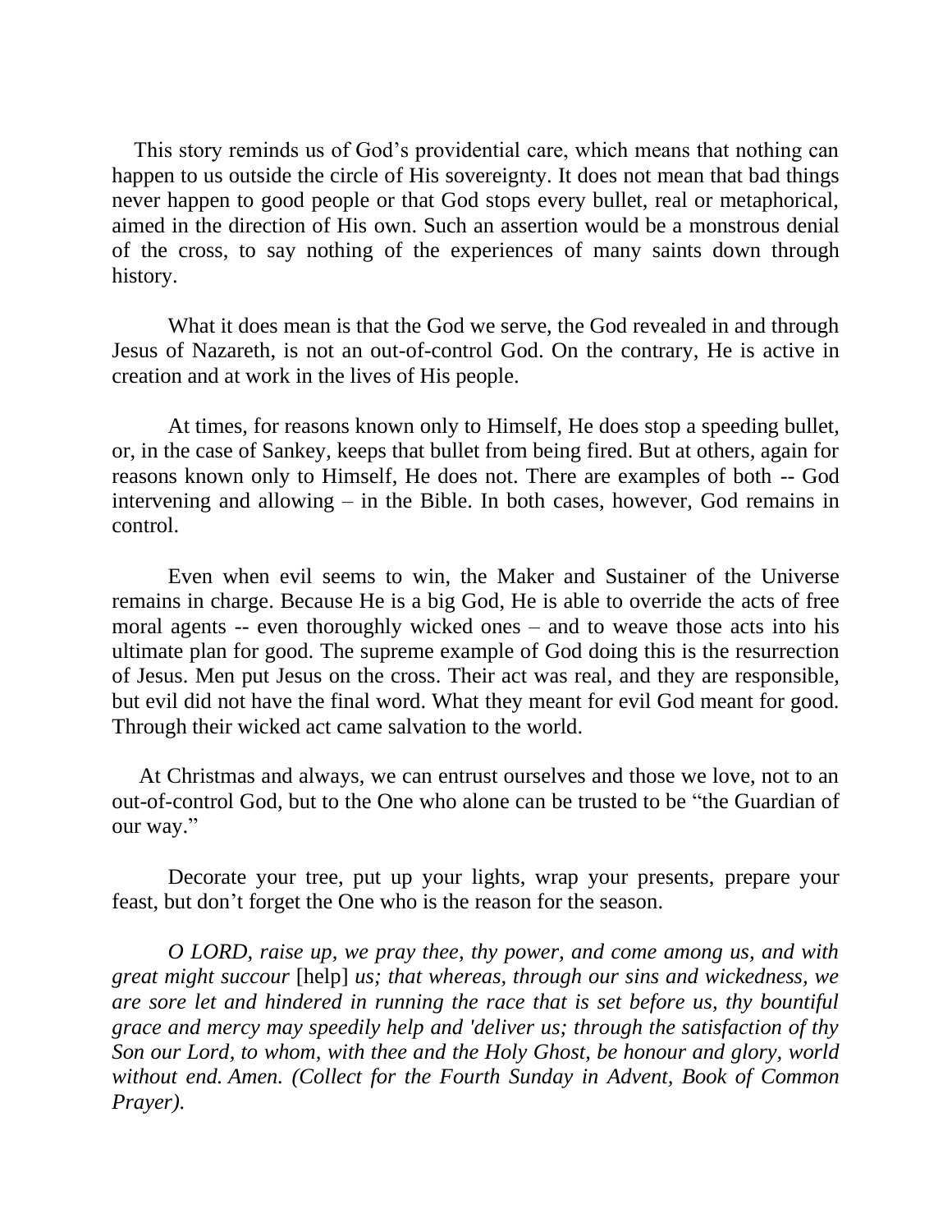This story reminds us of God's providential care, which means that nothing can happen to us outside the circle of His sovereignty. It does not mean that bad things never happen to good people or that God stops every bullet, real or metaphorical, aimed in the direction of His own. Such an assertion would be a monstrous denial of the cross, to say nothing of the experiences of many saints down through history.

What it does mean is that the God we serve, the God revealed in and through Jesus of Nazareth, is not an out-of-control God. On the contrary, He is active in creation and at work in the lives of His people.

At times, for reasons known only to Himself, He does stop a speeding bullet, or, in the case of Sankey, keeps that bullet from being fired. But at others, again for reasons known only to Himself, He does not. There are examples of both -- God intervening and allowing – in the Bible. In both cases, however, God remains in control.

Even when evil seems to win, the Maker and Sustainer of the Universe remains in charge. Because He is a big God, He is able to override the acts of free moral agents -- even thoroughly wicked ones – and to weave those acts into his ultimate plan for good. The supreme example of God doing this is the resurrection of Jesus. Men put Jesus on the cross. Their act was real, and they are responsible, but evil did not have the final word. What they meant for evil God meant for good. Through their wicked act came salvation to the world.

At Christmas and always, we can entrust ourselves and those we love, not to an out-of-control God, but to the One who alone can be trusted to be "the Guardian of our way."

Decorate your tree, put up your lights, wrap your presents, prepare your feast, but don't forget the One who is the reason for the season.

*O LORD, raise up, we pray thee, thy power, and come among us, and with great might succour* [help] *us; that whereas, through our sins and wickedness, we are sore let and hindered in running the race that is set before us, thy bountiful grace and mercy may speedily help and 'deliver us; through the satisfaction of thy Son our Lord, to whom, with thee and the Holy Ghost, be honour and glory, world without end. Amen. (Collect for the Fourth Sunday in Advent, Book of Common Prayer).*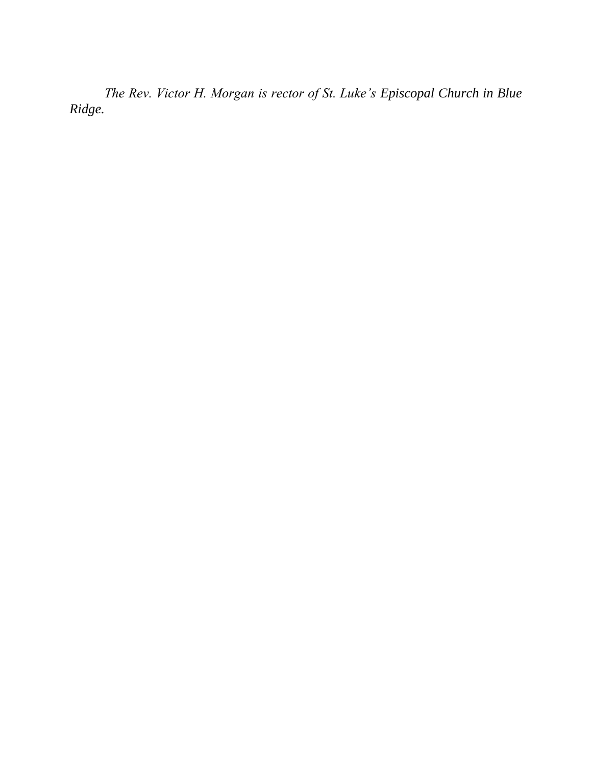*The Rev. Victor H. Morgan is rector of St. Luke's Episcopal Church in Blue Ridge.*